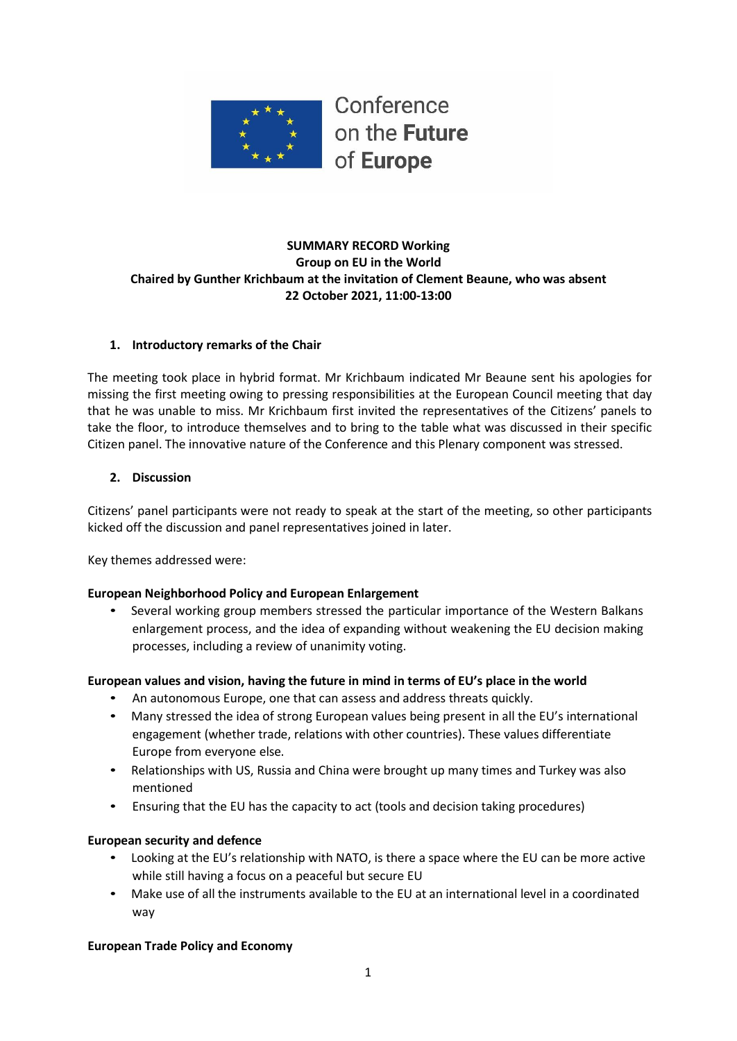Conference on the **Future** of **Europe**

**SUMMARY RECORD Working Group on EU in the World**
**Chaired by Gunther Krichbaum at the invitation of Clement Beaune, who was absent**
**22 October 2021, 11:00-13:00**

## 1. Introductory remarks of the Chair

The meeting took place in hybrid format. Mr Krichbaum indicated Mr Beaune sent his apologies for missing the first meeting owing to pressing responsibilities at the European Council meeting that day that he was unable to miss. Mr Krichbaum first invited the representatives of the Citizens' panels to take the floor, to introduce themselves and to bring to the table what was discussed in their specific Citizen panel. The innovative nature of the Conference and this Plenary component was stressed.

## 2. Discussion

Citizens' panel participants were not ready to speak at the start of the meeting, so other participants kicked off the discussion and panel representatives joined in later.

Key themes addressed were:

**European Neighborhood Policy and European Enlargement**

- Several working group members stressed the particular importance of the Western Balkans enlargement process, and the idea of expanding without weakening the EU decision making processes, including a review of unanimity voting.

**European values and vision, having the future in mind in terms of EU's place in the world**

- An autonomous Europe, one that can assess and address threats quickly.
- Many stressed the idea of strong European values being present in all the EU's international engagement (whether trade, relations with other countries). These values differentiate Europe from everyone else.
- Relationships with US, Russia and China were brought up many times and Turkey was also mentioned
- Ensuring that the EU has the capacity to act (tools and decision taking procedures)

**European security and defence**

- Looking at the EU's relationship with NATO, is there a space where the EU can be more active while still having a focus on a peaceful but secure EU
- Make use of all the instruments available to the EU at an international level in a coordinated way

**European Trade Policy and Economy**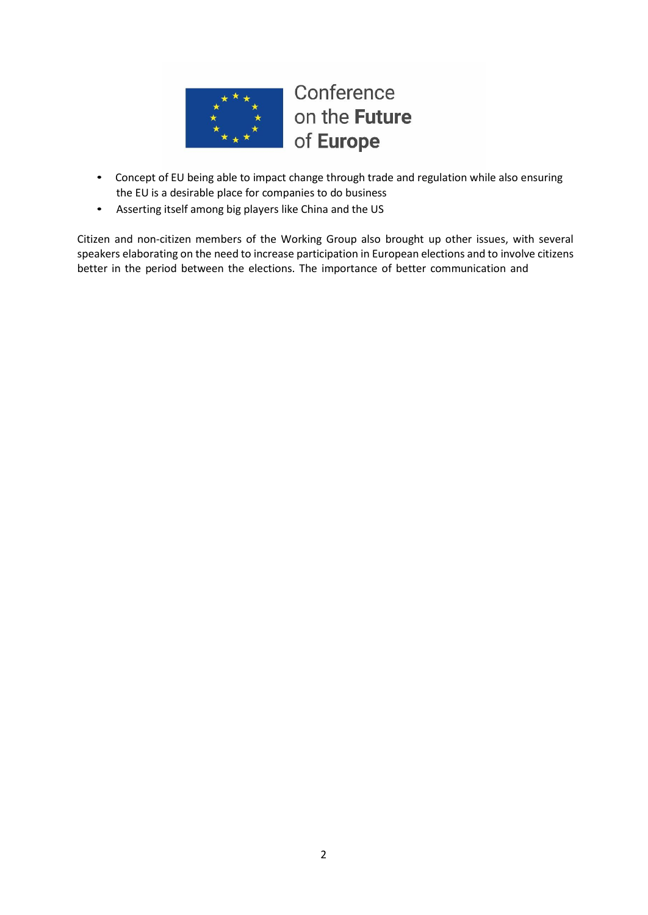- Concept of EU being able to impact change through trade and regulation while also ensuring the EU is a desirable place for companies to do business
- Asserting itself among big players like China and the US

Citizen and non-citizen members of the Working Group also brought up other issues, with several speakers elaborating on the need to increase participation in European elections and to involve citizens better in the period between the elections. The importance of better communication and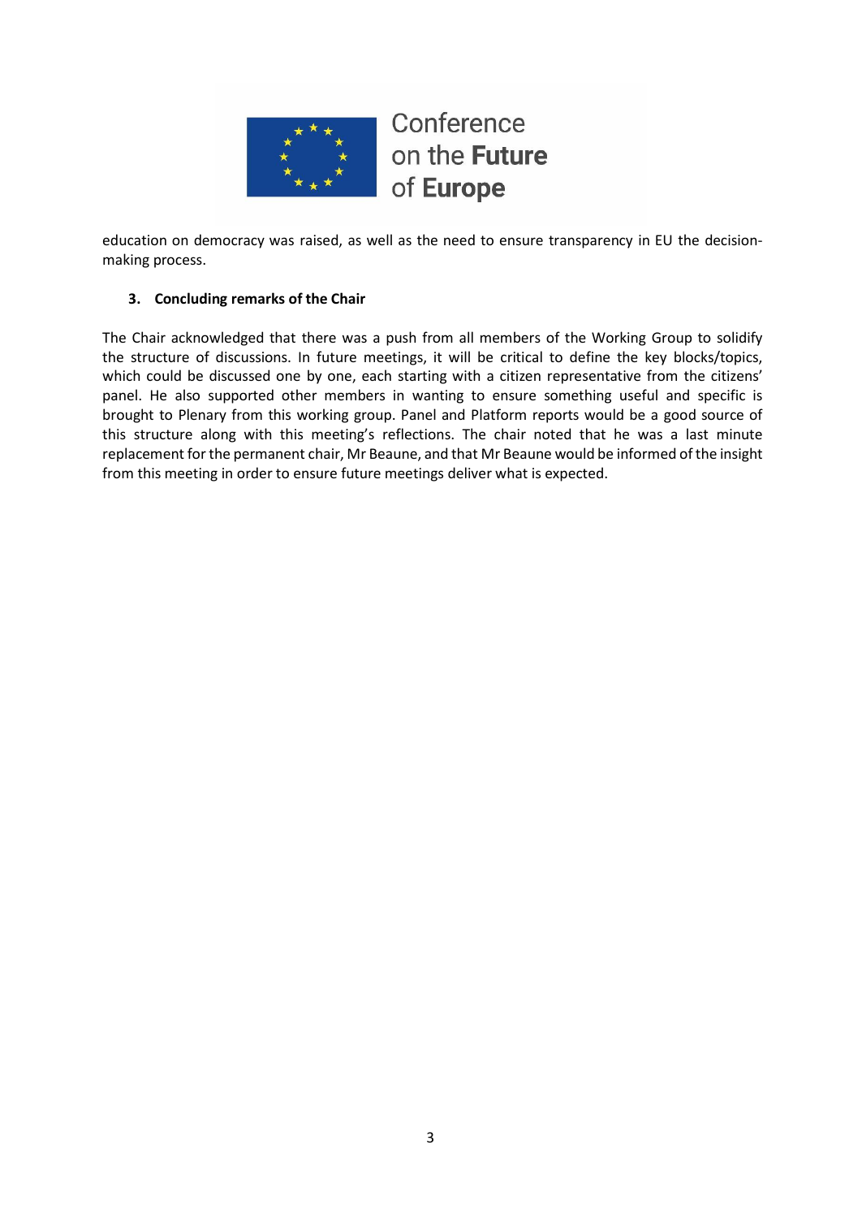education on democracy was raised, as well as the need to ensure transparency in EU the decision-making process.

### 3. Concluding remarks of the Chair

The Chair acknowledged that there was a push from all members of the Working Group to solidify the structure of discussions. In future meetings, it will be critical to define the key blocks/topics, which could be discussed one by one, each starting with a citizen representative from the citizens' panel. He also supported other members in wanting to ensure something useful and specific is brought to Plenary from this working group. Panel and Platform reports would be a good source of this structure along with this meeting's reflections. The chair noted that he was a last minute replacement for the permanent chair, Mr Beaune, and that Mr Beaune would be informed of the insight from this meeting in order to ensure future meetings deliver what is expected.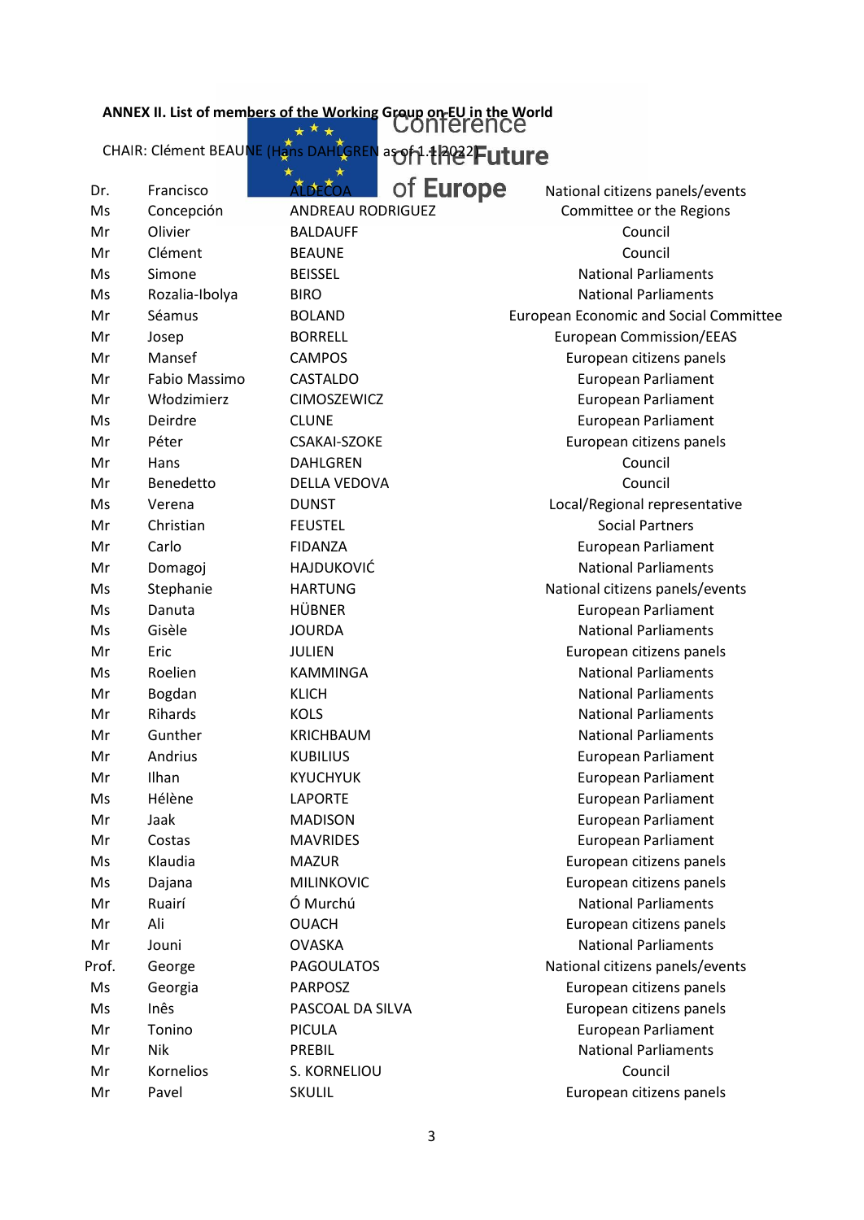**ANNEX II. List of members of the Working Group on EU in the World**

CHAIR: Clément BEAUNE (Hans DAHLGREN as of 1.1.2022)

| | | | |
|---|---|---|---|
| Dr. | Francisco | ALDECOA | National citizens panels/events |
| Ms | Concepción | ANDREAU RODRIGUEZ | Committee or the Regions |
| Mr | Olivier | BALDAUFF | Council |
| Mr | Clément | BEAUNE | Council |
| Ms | Simone | BEISSEL | National Parliaments |
| Ms | Rozalia-Ibolya | BIRO | National Parliaments |
| Mr | Séamus | BOLAND | European Economic and Social Committee |
| Mr | Josep | BORRELL | European Commission/EEAS |
| Mr | Mansef | CAMPOS | European citizens panels |
| Mr | Fabio Massimo | CASTALDO | European Parliament |
| Mr | Włodzimierz | CIMOSZEWICZ | European Parliament |
| Ms | Deirdre | CLUNE | European Parliament |
| Mr | Péter | CSAKAI-SZOKE | European citizens panels |
| Mr | Hans | DAHLGREN | Council |
| Mr | Benedetto | DELLA VEDOVA | Council |
| Ms | Verena | DUNST | Local/Regional representative |
| Mr | Christian | FEUSTEL | Social Partners |
| Mr | Carlo | FIDANZA | European Parliament |
| Mr | Domagoj | HAJDUKOVIĆ | National Parliaments |
| Ms | Stephanie | HARTUNG | National citizens panels/events |
| Ms | Danuta | HÜBNER | European Parliament |
| Ms | Gisèle | JOURDA | National Parliaments |
| Mr | Eric | JULIEN | European citizens panels |
| Ms | Roelien | KAMMINGA | National Parliaments |
| Mr | Bogdan | KLICH | National Parliaments |
| Mr | Rihards | KOLS | National Parliaments |
| Mr | Gunther | KRICHBAUM | National Parliaments |
| Mr | Andrius | KUBILIUS | European Parliament |
| Mr | Ilhan | KYUCHYUK | European Parliament |
| Ms | Hélène | LAPORTE | European Parliament |
| Mr | Jaak | MADISON | European Parliament |
| Mr | Costas | MAVRIDES | European Parliament |
| Ms | Klaudia | MAZUR | European citizens panels |
| Ms | Dajana | MILINKOVIC | European citizens panels |
| Mr | Ruairí | Ó Murchú | National Parliaments |
| Mr | Ali | OUACH | European citizens panels |
| Mr | Jouni | OVASKA | National Parliaments |
| Prof. | George | PAGOULATOS | National citizens panels/events |
| Ms | Georgia | PARPOSZ | European citizens panels |
| Ms | Inês | PASCOAL DA SILVA | European citizens panels |
| Mr | Tonino | PICULA | European Parliament |
| Mr | Nik | PREBIL | National Parliaments |
| Mr | Kornelios | S. KORNELIOU | Council |
| Mr | Pavel | SKULIL | European citizens panels |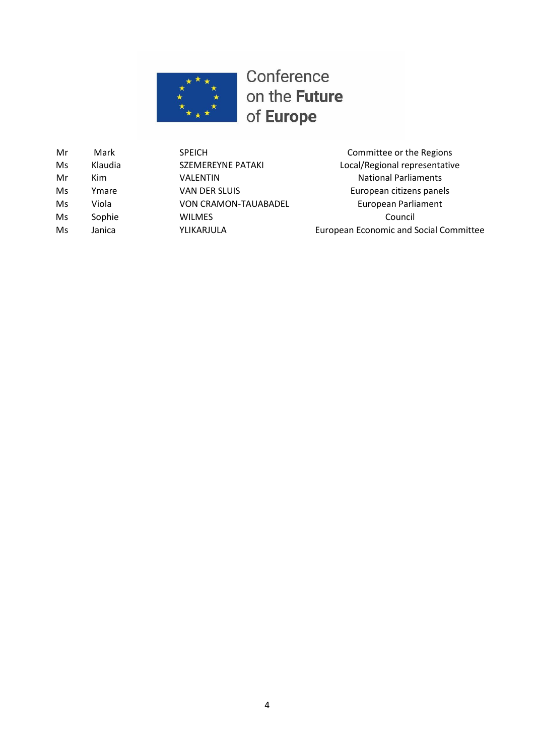| | | | |
|---|---|---|---|
| Mr | Mark | SPEICH | Committee or the Regions |
| Ms | Klaudia | SZEMEREYNE PATAKI | Local/Regional representative |
| Mr | Kim | VALENTIN | National Parliaments |
| Ms | Ymare | VAN DER SLUIS | European citizens panels |
| Ms | Viola | VON CRAMON-TAUABADEL | European Parliament |
| Ms | Sophie | WILMES | Council |
| Ms | Janica | YLIKARJULA | European Economic and Social Committee |